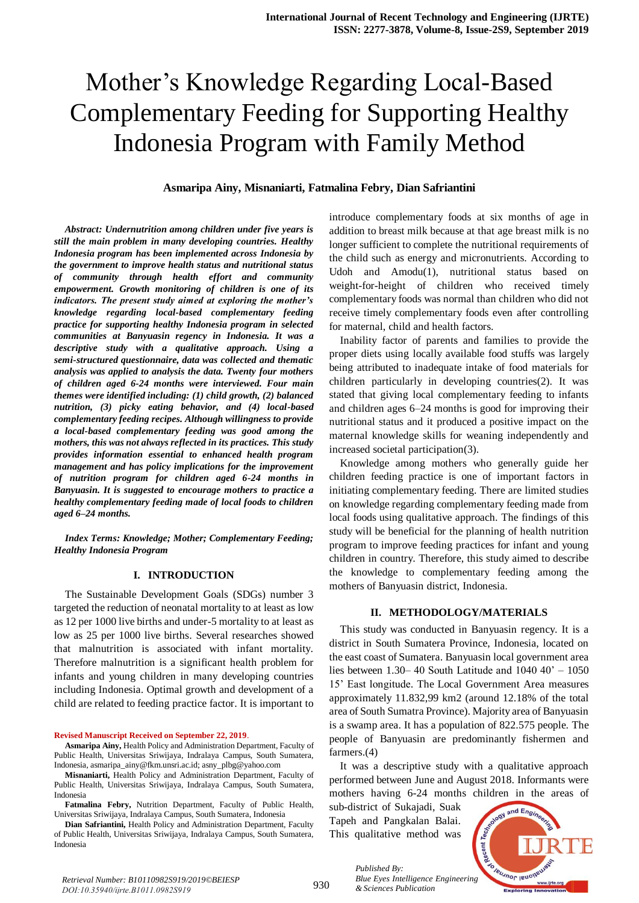# Mother's Knowledge Regarding Local-Based Complementary Feeding for Supporting Healthy Indonesia Program with Family Method

**Asmaripa Ainy, Misnaniarti, Fatmalina Febry, Dian Safriantini**

***Abstract: Undernutrition among children under five years is still the main problem in many developing countries. Healthy Indonesia program has been implemented across Indonesia by the government to improve health status and nutritional status of community through health effort and community empowerment. Growth monitoring of children is one of its indicators. The present study aimed at exploring the mother's knowledge regarding local-based complementary feeding practice for supporting healthy Indonesia program in selected communities at Banyuasin regency in Indonesia. It was a descriptive study with a qualitative approach. Using a semi-structured questionnaire, data was collected and thematic analysis was applied to analysis the data. Twenty four mothers of children aged 6-24 months were interviewed. Four main themes were identified including: (1) child growth, (2) balanced nutrition, (3) picky eating behavior, and (4) local-based complementary feeding recipes. Although willingness to provide a local-based complementary feeding was good among the mothers, this was not always reflected in its practices. This study provides information essential to enhanced health program management and has policy implications for the improvement of nutrition program for children aged 6-24 months in Banyuasin. It is suggested to encourage mothers to practice a healthy complementary feeding made of local foods to children aged 6–24 months.***

***Index Terms: Knowledge; Mother; Complementary Feeding; Healthy Indonesia Program***

## I. INTRODUCTION

The Sustainable Development Goals (SDGs) number 3 targeted the reduction of neonatal mortality to at least as low as 12 per 1000 live births and under-5 mortality to at least as low as 25 per 1000 live births. Several researches showed that malnutrition is associated with infant mortality. Therefore malnutrition is a significant health problem for infants and young children in many developing countries including Indonesia. Optimal growth and development of a child are related to feeding practice factor. It is important to introduce complementary foods at six months of age in addition to breast milk because at that age breast milk is no longer sufficient to complete the nutritional requirements of the child such as energy and micronutrients. According to Udoh and Amodu(1), nutritional status based on weight-for-height of children who received timely complementary foods was normal than children who did not receive timely complementary foods even after controlling for maternal, child and health factors.

Inability factor of parents and families to provide the proper diets using locally available food stuffs was largely being attributed to inadequate intake of food materials for children particularly in developing countries(2). It was stated that giving local complementary feeding to infants and children ages 6–24 months is good for improving their nutritional status and it produced a positive impact on the maternal knowledge skills for weaning independently and increased societal participation(3).

Knowledge among mothers who generally guide her children feeding practice is one of important factors in initiating complementary feeding. There are limited studies on knowledge regarding complementary feeding made from local foods using qualitative approach. The findings of this study will be beneficial for the planning of health nutrition program to improve feeding practices for infant and young children in country. Therefore, this study aimed to describe the knowledge to complementary feeding among the mothers of Banyuasin district, Indonesia.

## II. METHODOLOGY/MATERIALS

This study was conducted in Banyuasin regency. It is a district in South Sumatera Province, Indonesia, located on the east coast of Sumatera. Banyuasin local government area lies between 1.30– 40 South Latitude and 1040 40' – 1050 15' East longitude. The Local Government Area measures approximately 11.832,99 km2 (around 12.18% of the total area of South Sumatra Province). Majority area of Banyuasin is a swamp area. It has a population of 822.575 people. The people of Banyuasin are predominantly fishermen and farmers.(4)

It was a descriptive study with a qualitative approach performed between June and August 2018. Informants were mothers having 6-24 months children in the areas of sub-district of Sukajadi, Suak Tapeh and Pangkalan Balai. This qualitative method was

**Revised Manuscript Received on September 22, 2019.**

**Asmaripa Ainy,** Health Policy and Administration Department, Faculty of Public Health, Universitas Sriwijaya, Indralaya Campus, South Sumatera, Indonesia, asmaripa_ainy@fkm.unsri.ac.id; asny_plbg@yahoo.com

**Misnaniarti,** Health Policy and Administration Department, Faculty of Public Health, Universitas Sriwijaya, Indralaya Campus, South Sumatera, Indonesia

**Fatmalina Febry,** Nutrition Department, Faculty of Public Health, Universitas Sriwijaya, Indralaya Campus, South Sumatera, Indonesia

**Dian Safriantini,** Health Policy and Administration Department, Faculty of Public Health, Universitas Sriwijaya, Indralaya Campus, South Sumatera, Indonesia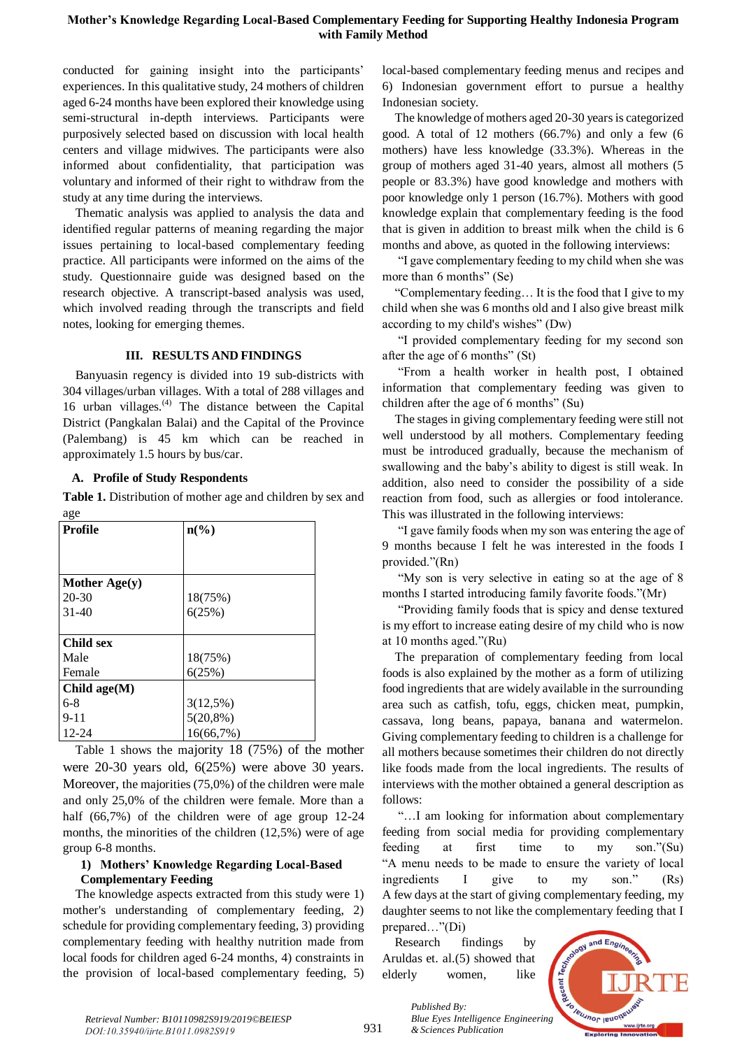conducted for gaining insight into the participants' experiences. In this qualitative study, 24 mothers of children aged 6-24 months have been explored their knowledge using semi-structural in-depth interviews. Participants were purposively selected based on discussion with local health centers and village midwives. The participants were also informed about confidentiality, that participation was voluntary and informed of their right to withdraw from the study at any time during the interviews.

Thematic analysis was applied to analysis the data and identified regular patterns of meaning regarding the major issues pertaining to local-based complementary feeding practice. All participants were informed on the aims of the study. Questionnaire guide was designed based on the research objective. A transcript-based analysis was used, which involved reading through the transcripts and field notes, looking for emerging themes.

## III. RESULTS AND FINDINGS

Banyuasin regency is divided into 19 sub-districts with 304 villages/urban villages. With a total of 288 villages and 16 urban villages.[4] The distance between the Capital District (Pangkalan Balai) and the Capital of the Province (Palembang) is 45 km which can be reached in approximately 1.5 hours by bus/car.

### A. Profile of Study Respondents

**Table 1.** Distribution of mother age and children by sex and age

| Profile | n(%) |
|---|---|
| **Mother Age(y)** | |
| 20-30 | 18(75%) |
| 31-40 | 6(25%) |
| **Child sex** | |
| Male | 18(75%) |
| Female | 6(25%) |
| **Child age(M)** | |
| 6-8 | 3(12,5%) |
| 9-11 | 5(20,8%) |
| 12-24 | 16(66,7%) |

Table 1 shows the majority 18 (75%) of the mother were 20-30 years old, 6(25%) were above 30 years. Moreover, the majorities (75,0%) of the children were male and only 25,0% of the children were female. More than a half (66,7%) of the children were of age group 12-24 months, the minorities of the children (12,5%) were of age group 6-8 months.

#### 1) Mothers' Knowledge Regarding Local-Based Complementary Feeding

The knowledge aspects extracted from this study were 1) mother's understanding of complementary feeding, 2) schedule for providing complementary feeding, 3) providing complementary feeding with healthy nutrition made from local foods for children aged 6-24 months, 4) constraints in the provision of local-based complementary feeding, 5) local-based complementary feeding menus and recipes and 6) Indonesian government effort to pursue a healthy Indonesian society.

The knowledge of mothers aged 20-30 years is categorized good. A total of 12 mothers (66.7%) and only a few (6 mothers) have less knowledge (33.3%). Whereas in the group of mothers aged 31-40 years, almost all mothers (5 people or 83.3%) have good knowledge and mothers with poor knowledge only 1 person (16.7%). Mothers with good knowledge explain that complementary feeding is the food that is given in addition to breast milk when the child is 6 months and above, as quoted in the following interviews:

"I gave complementary feeding to my child when she was more than 6 months" (Se)

"Complementary feeding… It is the food that I give to my child when she was 6 months old and I also give breast milk according to my child's wishes" (Dw)

"I provided complementary feeding for my second son after the age of 6 months" (St)

"From a health worker in health post, I obtained information that complementary feeding was given to children after the age of 6 months" (Su)

The stages in giving complementary feeding were still not well understood by all mothers. Complementary feeding must be introduced gradually, because the mechanism of swallowing and the baby's ability to digest is still weak. In addition, also need to consider the possibility of a side reaction from food, such as allergies or food intolerance. This was illustrated in the following interviews:

"I gave family foods when my son was entering the age of 9 months because I felt he was interested in the foods I provided."(Rn)

"My son is very selective in eating so at the age of 8 months I started introducing family favorite foods."(Mr)

"Providing family foods that is spicy and dense textured is my effort to increase eating desire of my child who is now at 10 months aged."(Ru)

The preparation of complementary feeding from local foods is also explained by the mother as a form of utilizing food ingredients that are widely available in the surrounding area such as catfish, tofu, eggs, chicken meat, pumpkin, cassava, long beans, papaya, banana and watermelon. Giving complementary feeding to children is a challenge for all mothers because sometimes their children do not directly like foods made from the local ingredients. The results of interviews with the mother obtained a general description as follows:

"…I am looking for information about complementary feeding from social media for providing complementary feeding at first time to my son."(Su)
"A menu needs to be made to ensure the variety of local ingredients I give to my son." (Rs)
A few days at the start of giving complementary feeding, my daughter seems to not like the complementary feeding that I prepared…"(Di)

Research findings by Aruldas et. al.(5) showed that elderly women, like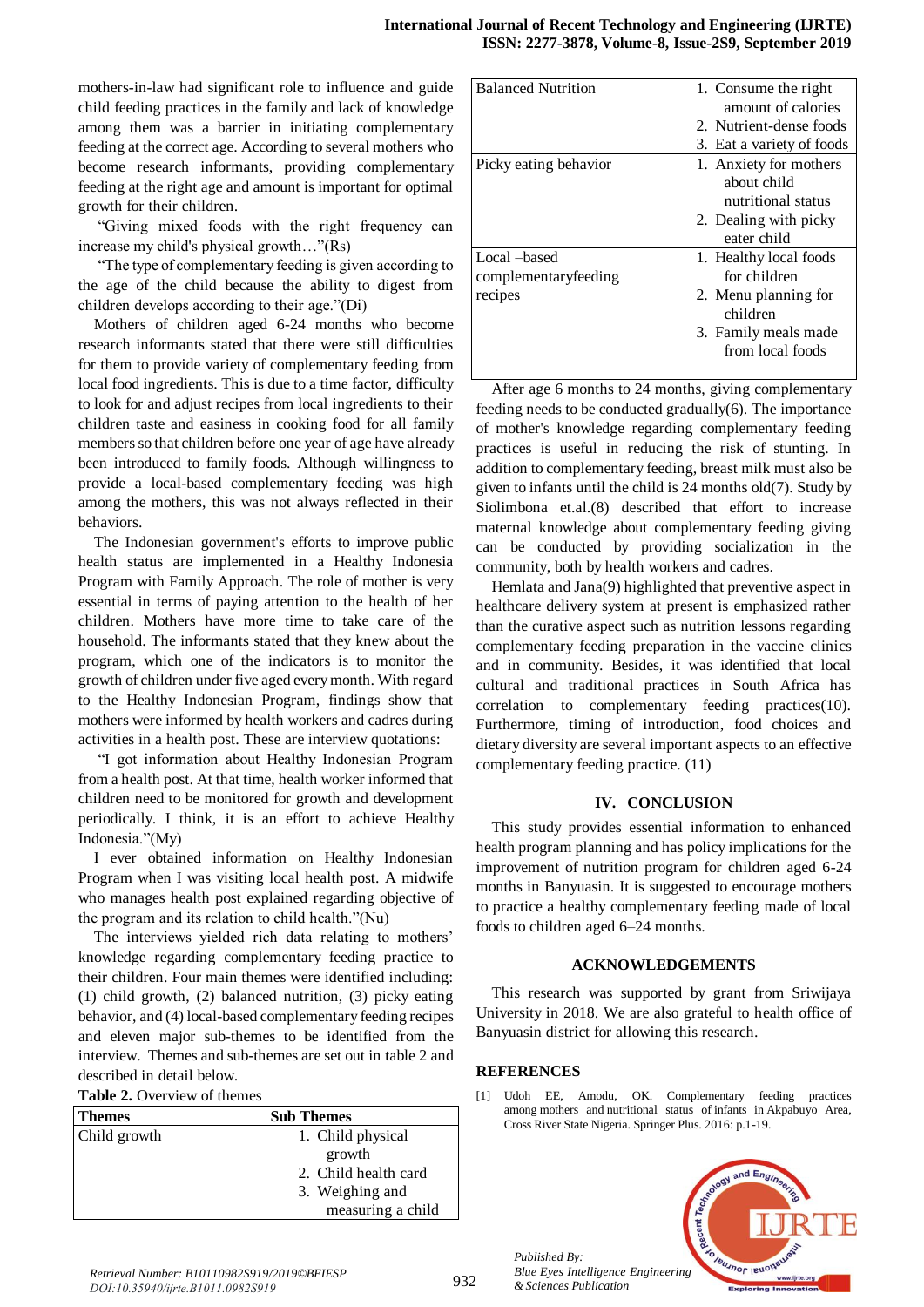mothers-in-law had significant role to influence and guide child feeding practices in the family and lack of knowledge among them was a barrier in initiating complementary feeding at the correct age. According to several mothers who become research informants, providing complementary feeding at the right age and amount is important for optimal growth for their children.

"Giving mixed foods with the right frequency can increase my child's physical growth…"(Rs)

"The type of complementary feeding is given according to the age of the child because the ability to digest from children develops according to their age."(Di)

Mothers of children aged 6-24 months who become research informants stated that there were still difficulties for them to provide variety of complementary feeding from local food ingredients. This is due to a time factor, difficulty to look for and adjust recipes from local ingredients to their children taste and easiness in cooking food for all family members so that children before one year of age have already been introduced to family foods. Although willingness to provide a local-based complementary feeding was high among the mothers, this was not always reflected in their behaviors.

The Indonesian government's efforts to improve public health status are implemented in a Healthy Indonesia Program with Family Approach. The role of mother is very essential in terms of paying attention to the health of her children. Mothers have more time to take care of the household. The informants stated that they knew about the program, which one of the indicators is to monitor the growth of children under five aged every month. With regard to the Healthy Indonesian Program, findings show that mothers were informed by health workers and cadres during activities in a health post. These are interview quotations:

"I got information about Healthy Indonesian Program from a health post. At that time, health worker informed that children need to be monitored for growth and development periodically. I think, it is an effort to achieve Healthy Indonesia."(My)

I ever obtained information on Healthy Indonesian Program when I was visiting local health post. A midwife who manages health post explained regarding objective of the program and its relation to child health."(Nu)

The interviews yielded rich data relating to mothers' knowledge regarding complementary feeding practice to their children. Four main themes were identified including: (1) child growth, (2) balanced nutrition, (3) picky eating behavior, and (4) local-based complementary feeding recipes and eleven major sub-themes to be identified from the interview. Themes and sub-themes are set out in table 2 and described in detail below.

**Table 2.** Overview of themes

| **Themes** | **Sub Themes** |
|---|---|
| Child growth | 1. Child physical growth<br>2. Child health card<br>3. Weighing and measuring a child |
| Balanced Nutrition | 1. Consume the right amount of calories<br>2. Nutrient-dense foods<br>3. Eat a variety of foods |
| Picky eating behavior | 1. Anxiety for mothers about child nutritional status<br>2. Dealing with picky eater child |
| Local –based complementaryfeeding recipes | 1. Healthy local foods for children<br>2. Menu planning for children<br>3. Family meals made from local foods |

After age 6 months to 24 months, giving complementary feeding needs to be conducted gradually(6). The importance of mother's knowledge regarding complementary feeding practices is useful in reducing the risk of stunting. In addition to complementary feeding, breast milk must also be given to infants until the child is 24 months old(7). Study by Siolimbona et.al.(8) described that effort to increase maternal knowledge about complementary feeding giving can be conducted by providing socialization in the community, both by health workers and cadres.

Hemlata and Jana(9) highlighted that preventive aspect in healthcare delivery system at present is emphasized rather than the curative aspect such as nutrition lessons regarding complementary feeding preparation in the vaccine clinics and in community. Besides, it was identified that local cultural and traditional practices in South Africa has correlation to complementary feeding practices(10). Furthermore, timing of introduction, food choices and dietary diversity are several important aspects to an effective complementary feeding practice. (11)

## IV. CONCLUSION

This study provides essential information to enhanced health program planning and has policy implications for the improvement of nutrition program for children aged 6-24 months in Banyuasin. It is suggested to encourage mothers to practice a healthy complementary feeding made of local foods to children aged 6–24 months.

## ACKNOWLEDGEMENTS

This research was supported by grant from Sriwijaya University in 2018. We are also grateful to health office of Banyuasin district for allowing this research.

## REFERENCES

[1] Udoh EE, Amodu, OK. Complementary feeding practices among mothers and nutritional status of infants in Akpabuyo Area, Cross River State Nigeria. Springer Plus. 2016: p.1-19.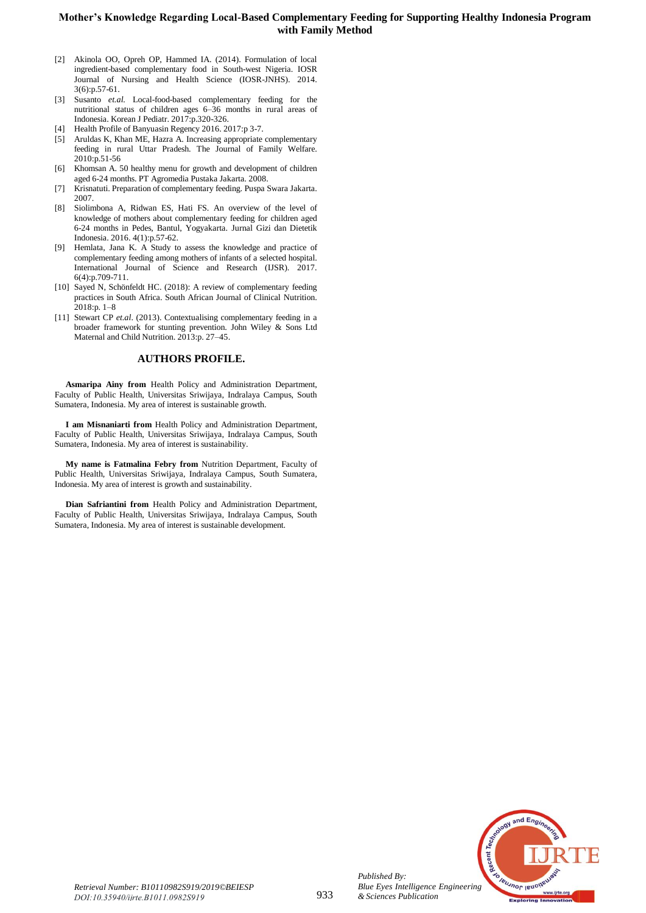[2] Akinola OO, Opreh OP, Hammed IA. (2014). Formulation of local ingredient-based complementary food in South-west Nigeria. IOSR Journal of Nursing and Health Science (IOSR-JNHS). 2014. 3(6):p.57-61.

[3] Susanto *et.al.* Local-food-based complementary feeding for the nutritional status of children ages 6–36 months in rural areas of Indonesia. Korean J Pediatr. 2017:p.320-326.

[4] Health Profile of Banyuasin Regency 2016. 2017:p 3-7.

[5] Aruldas K, Khan ME, Hazra A. Increasing appropriate complementary feeding in rural Uttar Pradesh. The Journal of Family Welfare. 2010:p.51-56

[6] Khomsan A. 50 healthy menu for growth and development of children aged 6-24 months. PT Agromedia Pustaka Jakarta. 2008.

[7] Krisnatuti. Preparation of complementary feeding. Puspa Swara Jakarta. 2007.

[8] Siolimbona A, Ridwan ES, Hati FS. An overview of the level of knowledge of mothers about complementary feeding for children aged 6-24 months in Pedes, Bantul, Yogyakarta. Jurnal Gizi dan Dietetik Indonesia. 2016. 4(1):p.57-62.

[9] Hemlata, Jana K. A Study to assess the knowledge and practice of complementary feeding among mothers of infants of a selected hospital. International Journal of Science and Research (IJSR). 2017. 6(4):p.709-711.

[10] Sayed N, Schönfeldt HC. (2018): A review of complementary feeding practices in South Africa. South African Journal of Clinical Nutrition. 2018:p. 1–8

[11] Stewart CP *et.al*. (2013). Contextualising complementary feeding in a broader framework for stunting prevention. John Wiley & Sons Ltd Maternal and Child Nutrition. 2013:p. 27–45.

## AUTHORS PROFILE.

**Asmaripa Ainy from** Health Policy and Administration Department, Faculty of Public Health, Universitas Sriwijaya, Indralaya Campus, South Sumatera, Indonesia. My area of interest is sustainable growth.

**I am Misnaniarti from** Health Policy and Administration Department, Faculty of Public Health, Universitas Sriwijaya, Indralaya Campus, South Sumatera, Indonesia. My area of interest is sustainability.

**My name is Fatmalina Febry from** Nutrition Department, Faculty of Public Health, Universitas Sriwijaya, Indralaya Campus, South Sumatera, Indonesia. My area of interest is growth and sustainability.

**Dian Safriantini from** Health Policy and Administration Department, Faculty of Public Health, Universitas Sriwijaya, Indralaya Campus, South Sumatera, Indonesia. My area of interest is sustainable development.